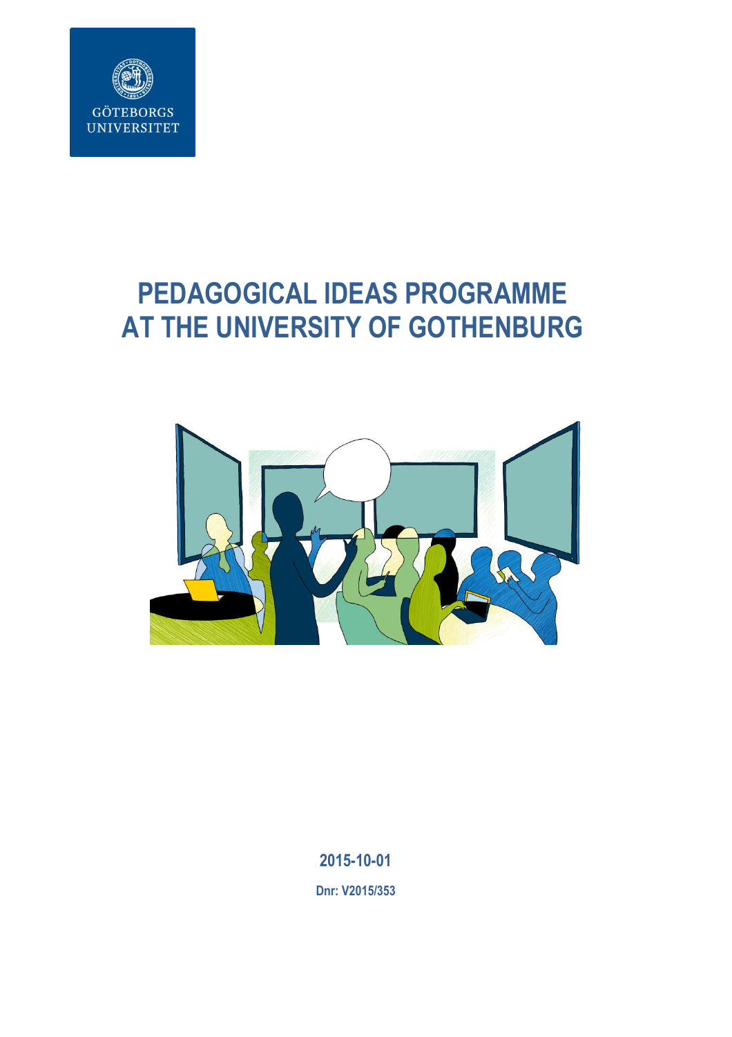GÖTEBORGS UNIVERSITET

# PEDAGOGICAL IDEAS PROGRAMME AT THE UNIVERSITY OF GOTHENBURG

**2015-10-01**

**Dnr: V2015/353**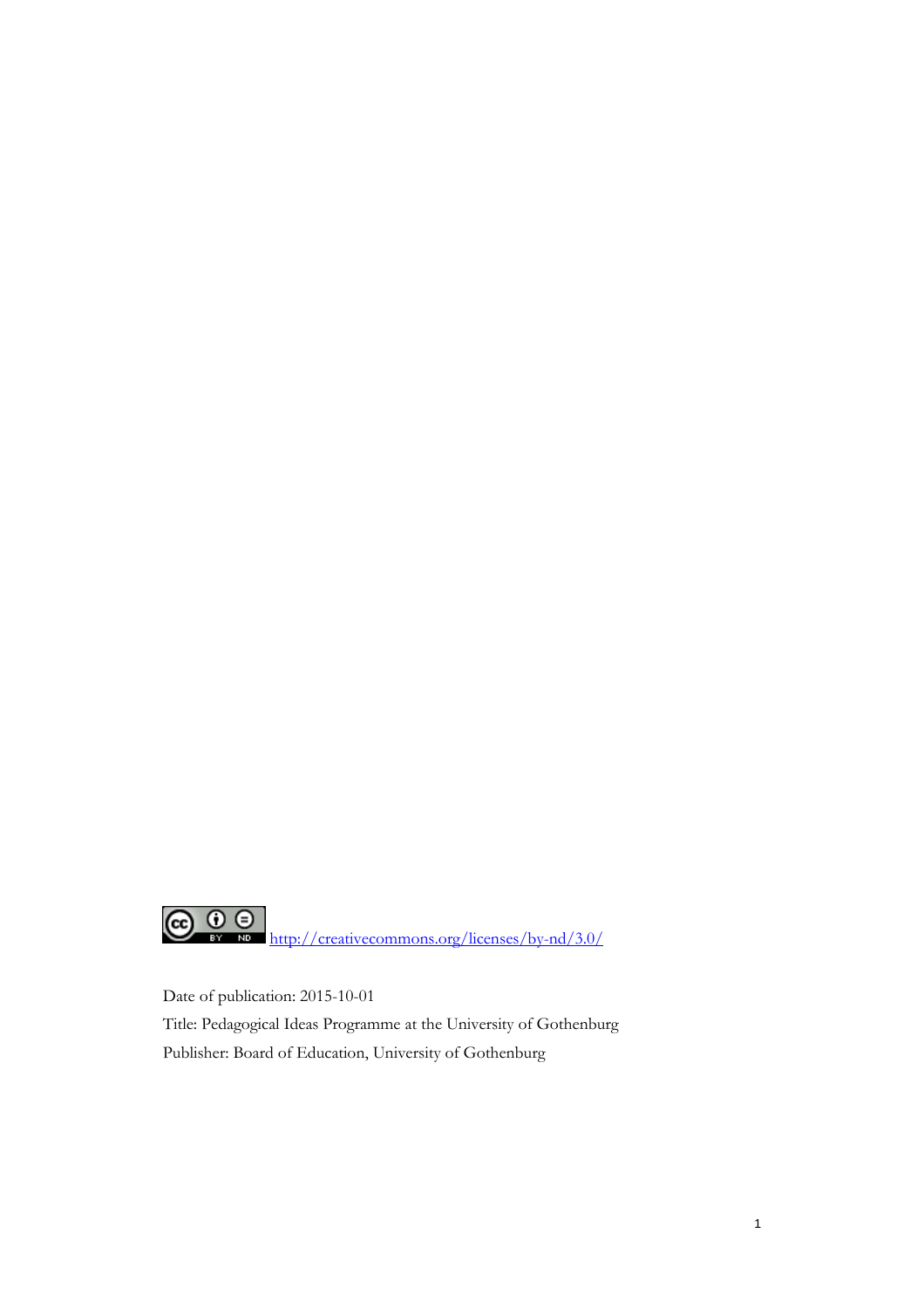[http://creativecommons.org/licenses/by-nd/3.0/](http://creativecommons.org/licenses/by-nd/3.0/)

Date of publication: 2015-10-01

Title: Pedagogical Ideas Programme at the University of Gothenburg

Publisher: Board of Education, University of Gothenburg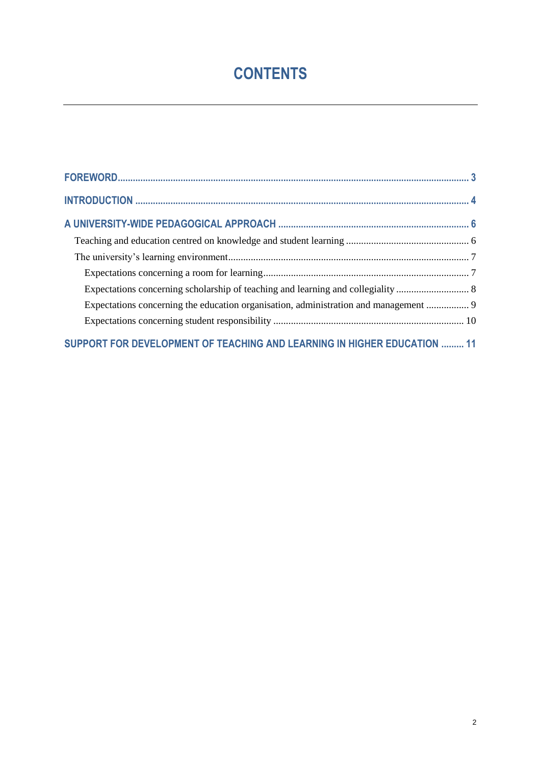# CONTENTS

FOREWORD ..... 3

INTRODUCTION ..... 4

A UNIVERSITY-WIDE PEDAGOGICAL APPROACH ..... 6

- Teaching and education centred on knowledge and student learning ..... 6
- The university's learning environment ..... 7
  - Expectations concerning a room for learning ..... 7
  - Expectations concerning scholarship of teaching and learning and collegiality ..... 8
  - Expectations concerning the education organisation, administration and management ..... 9
  - Expectations concerning student responsibility ..... 10

SUPPORT FOR DEVELOPMENT OF TEACHING AND LEARNING IN HIGHER EDUCATION ..... 11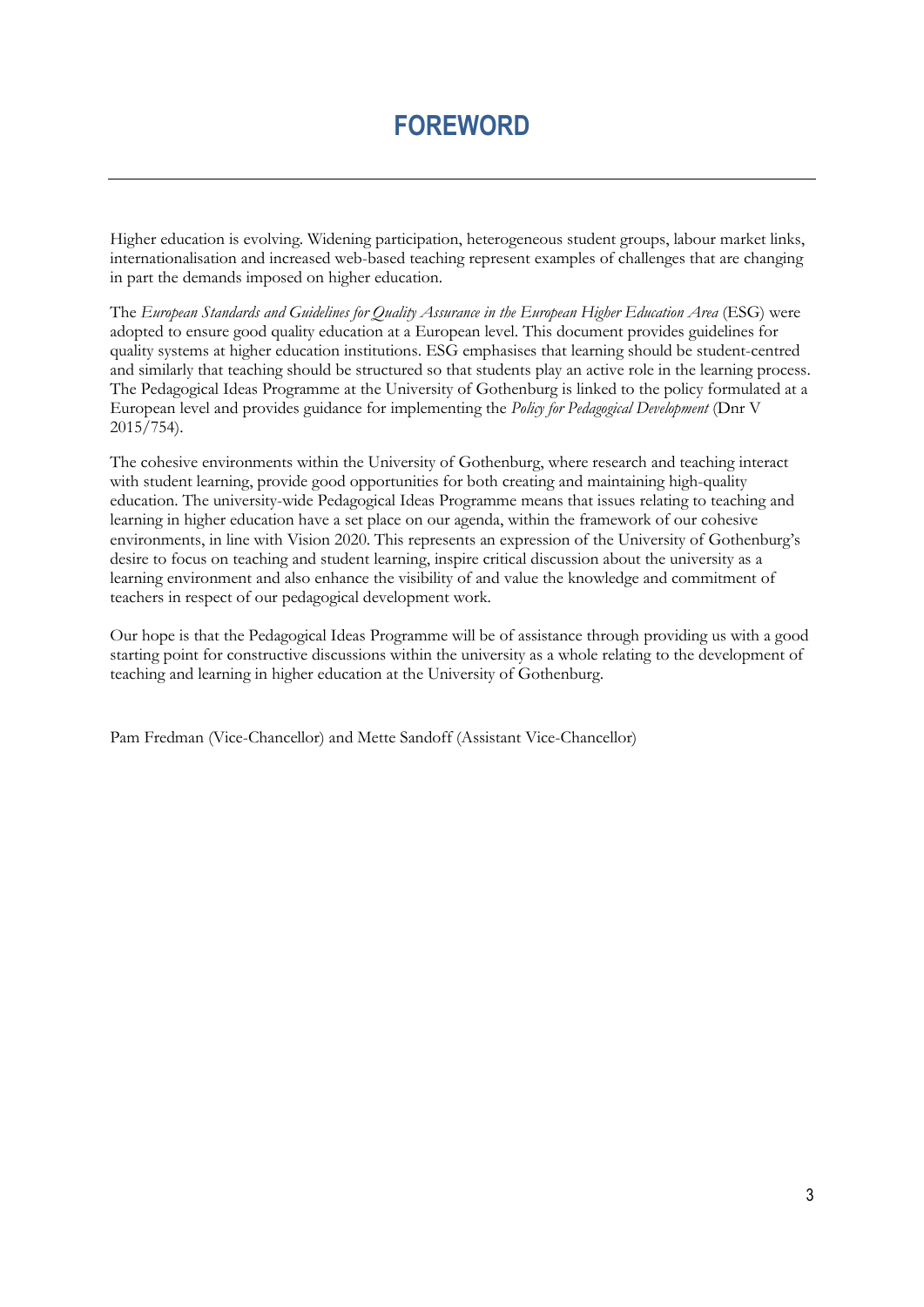# FOREWORD

Higher education is evolving. Widening participation, heterogeneous student groups, labour market links, internationalisation and increased web-based teaching represent examples of challenges that are changing in part the demands imposed on higher education.

The *European Standards and Guidelines for Quality Assurance in the European Higher Education Area* (ESG) were adopted to ensure good quality education at a European level. This document provides guidelines for quality systems at higher education institutions. ESG emphasises that learning should be student-centred and similarly that teaching should be structured so that students play an active role in the learning process. The Pedagogical Ideas Programme at the University of Gothenburg is linked to the policy formulated at a European level and provides guidance for implementing the *Policy for Pedagogical Development* (Dnr V 2015/754).

The cohesive environments within the University of Gothenburg, where research and teaching interact with student learning, provide good opportunities for both creating and maintaining high-quality education. The university-wide Pedagogical Ideas Programme means that issues relating to teaching and learning in higher education have a set place on our agenda, within the framework of our cohesive environments, in line with Vision 2020. This represents an expression of the University of Gothenburg's desire to focus on teaching and student learning, inspire critical discussion about the university as a learning environment and also enhance the visibility of and value the knowledge and commitment of teachers in respect of our pedagogical development work.

Our hope is that the Pedagogical Ideas Programme will be of assistance through providing us with a good starting point for constructive discussions within the university as a whole relating to the development of teaching and learning in higher education at the University of Gothenburg.

Pam Fredman (Vice-Chancellor) and Mette Sandoff (Assistant Vice-Chancellor)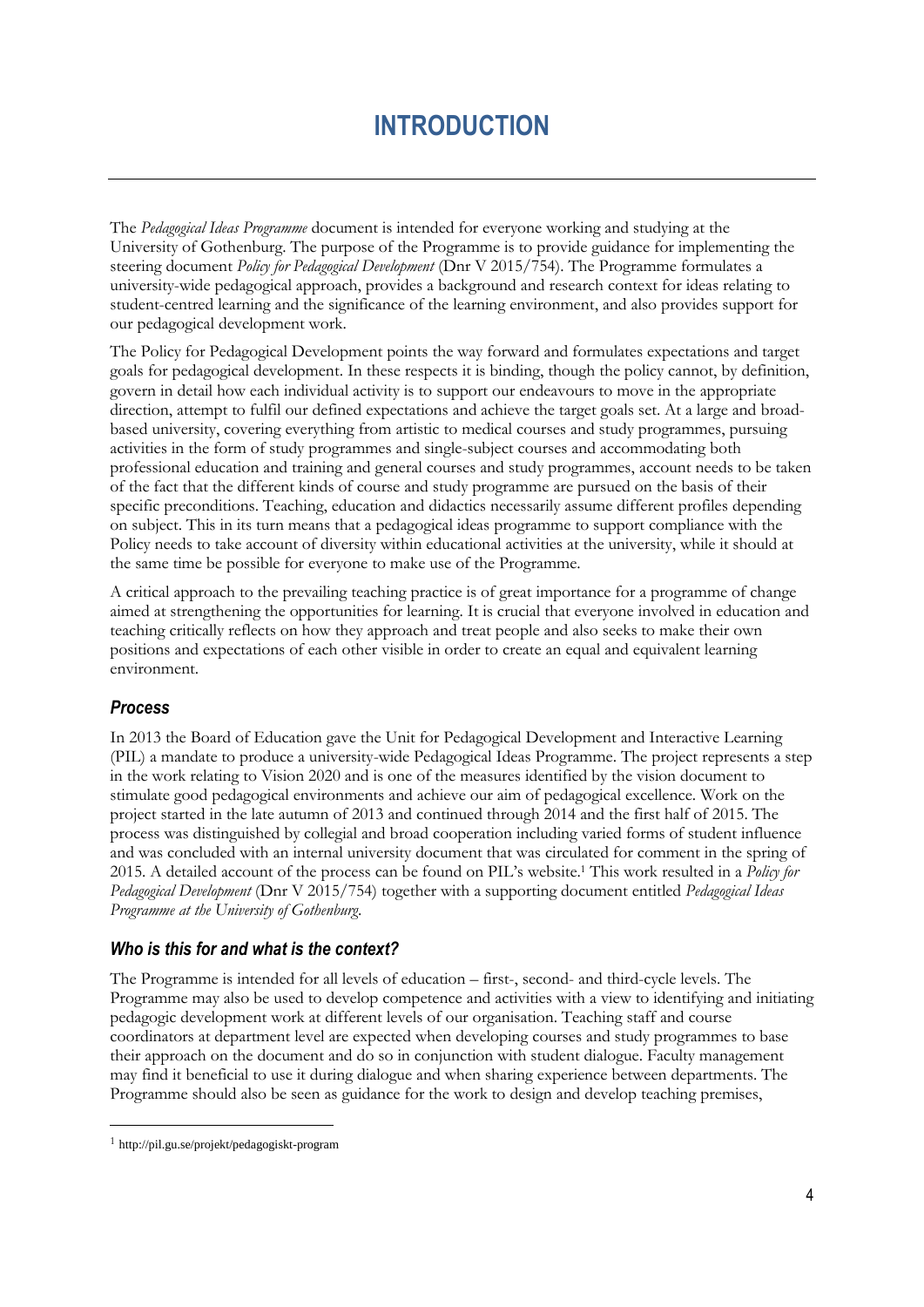# INTRODUCTION

The *Pedagogical Ideas Programme* document is intended for everyone working and studying at the University of Gothenburg. The purpose of the Programme is to provide guidance for implementing the steering document *Policy for Pedagogical Development* (Dnr V 2015/754). The Programme formulates a university-wide pedagogical approach, provides a background and research context for ideas relating to student-centred learning and the significance of the learning environment, and also provides support for our pedagogical development work.

The Policy for Pedagogical Development points the way forward and formulates expectations and target goals for pedagogical development. In these respects it is binding, though the policy cannot, by definition, govern in detail how each individual activity is to support our endeavours to move in the appropriate direction, attempt to fulfil our defined expectations and achieve the target goals set. At a large and broad-based university, covering everything from artistic to medical courses and study programmes, pursuing activities in the form of study programmes and single-subject courses and accommodating both professional education and training and general courses and study programmes, account needs to be taken of the fact that the different kinds of course and study programme are pursued on the basis of their specific preconditions. Teaching, education and didactics necessarily assume different profiles depending on subject. This in its turn means that a pedagogical ideas programme to support compliance with the Policy needs to take account of diversity within educational activities at the university, while it should at the same time be possible for everyone to make use of the Programme.

A critical approach to the prevailing teaching practice is of great importance for a programme of change aimed at strengthening the opportunities for learning. It is crucial that everyone involved in education and teaching critically reflects on how they approach and treat people and also seeks to make their own positions and expectations of each other visible in order to create an equal and equivalent learning environment.

### *Process*

In 2013 the Board of Education gave the Unit for Pedagogical Development and Interactive Learning (PIL) a mandate to produce a university-wide Pedagogical Ideas Programme. The project represents a step in the work relating to Vision 2020 and is one of the measures identified by the vision document to stimulate good pedagogical environments and achieve our aim of pedagogical excellence. Work on the project started in the late autumn of 2013 and continued through 2014 and the first half of 2015. The process was distinguished by collegial and broad cooperation including varied forms of student influence and was concluded with an internal university document that was circulated for comment in the spring of 2015. A detailed account of the process can be found on PIL's website.[1] This work resulted in a *Policy for Pedagogical Development* (Dnr V 2015/754) together with a supporting document entitled *Pedagogical Ideas Programme at the University of Gothenburg*.

### *Who is this for and what is the context?*

The Programme is intended for all levels of education – first-, second- and third-cycle levels. The Programme may also be used to develop competence and activities with a view to identifying and initiating pedagogic development work at different levels of our organisation. Teaching staff and course coordinators at department level are expected when developing courses and study programmes to base their approach on the document and do so in conjunction with student dialogue. Faculty management may find it beneficial to use it during dialogue and when sharing experience between departments. The Programme should also be seen as guidance for the work to design and develop teaching premises,

[1] http://pil.gu.se/projekt/pedagogiskt-program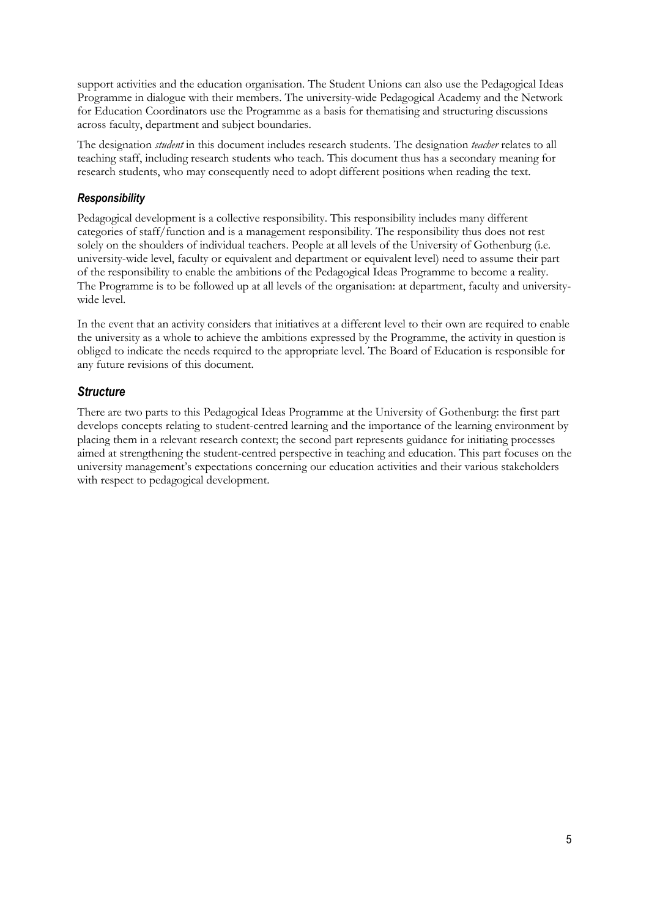support activities and the education organisation. The Student Unions can also use the Pedagogical Ideas Programme in dialogue with their members. The university-wide Pedagogical Academy and the Network for Education Coordinators use the Programme as a basis for thematising and structuring discussions across faculty, department and subject boundaries.

The designation *student* in this document includes research students. The designation *teacher* relates to all teaching staff, including research students who teach. This document thus has a secondary meaning for research students, who may consequently need to adopt different positions when reading the text.

### *Responsibility*

Pedagogical development is a collective responsibility. This responsibility includes many different categories of staff/function and is a management responsibility. The responsibility thus does not rest solely on the shoulders of individual teachers. People at all levels of the University of Gothenburg (i.e. university-wide level, faculty or equivalent and department or equivalent level) need to assume their part of the responsibility to enable the ambitions of the Pedagogical Ideas Programme to become a reality. The Programme is to be followed up at all levels of the organisation: at department, faculty and university-wide level.

In the event that an activity considers that initiatives at a different level to their own are required to enable the university as a whole to achieve the ambitions expressed by the Programme, the activity in question is obliged to indicate the needs required to the appropriate level. The Board of Education is responsible for any future revisions of this document.

### *Structure*

There are two parts to this Pedagogical Ideas Programme at the University of Gothenburg: the first part develops concepts relating to student-centred learning and the importance of the learning environment by placing them in a relevant research context; the second part represents guidance for initiating processes aimed at strengthening the student-centred perspective in teaching and education. This part focuses on the university management's expectations concerning our education activities and their various stakeholders with respect to pedagogical development.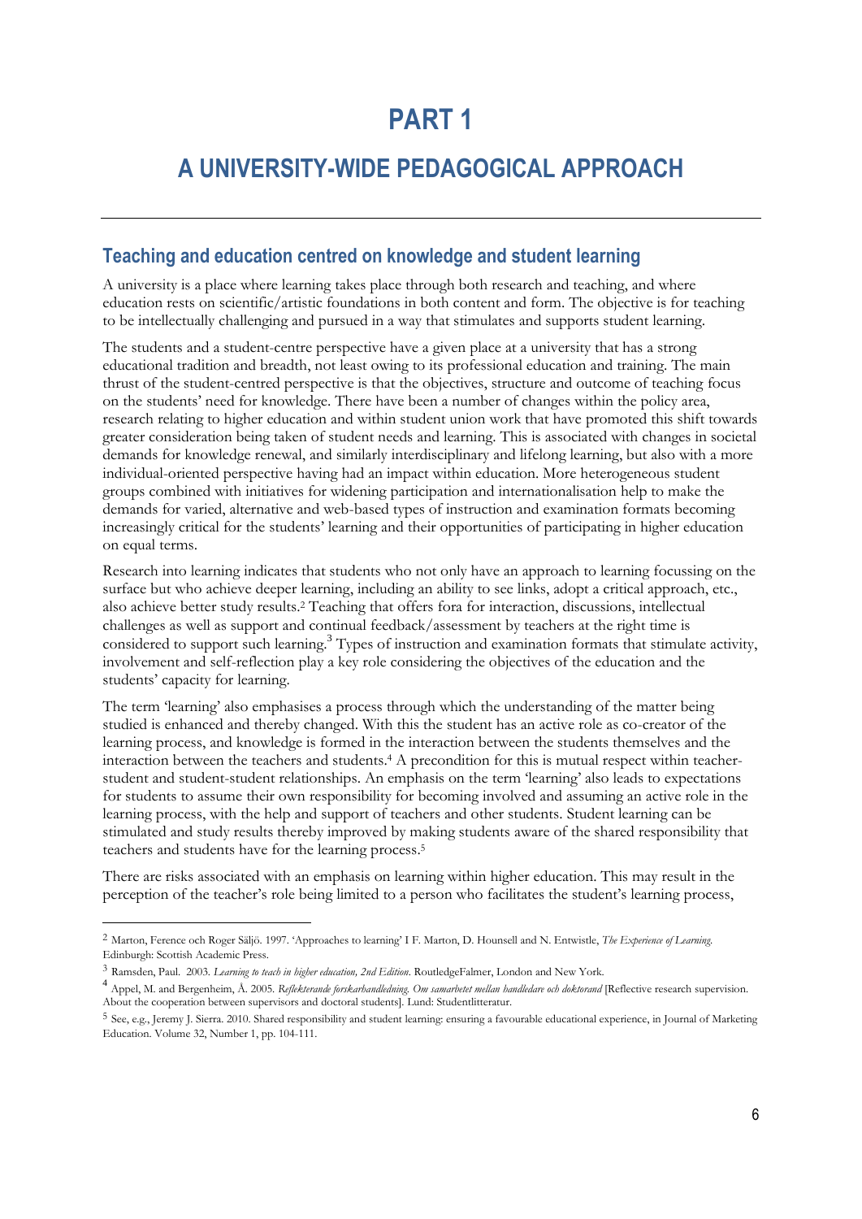# PART 1

## A UNIVERSITY-WIDE PEDAGOGICAL APPROACH

### Teaching and education centred on knowledge and student learning

A university is a place where learning takes place through both research and teaching, and where education rests on scientific/artistic foundations in both content and form. The objective is for teaching to be intellectually challenging and pursued in a way that stimulates and supports student learning.

The students and a student-centre perspective have a given place at a university that has a strong educational tradition and breadth, not least owing to its professional education and training. The main thrust of the student-centred perspective is that the objectives, structure and outcome of teaching focus on the students' need for knowledge. There have been a number of changes within the policy area, research relating to higher education and within student union work that have promoted this shift towards greater consideration being taken of student needs and learning. This is associated with changes in societal demands for knowledge renewal, and similarly interdisciplinary and lifelong learning, but also with a more individual-oriented perspective having had an impact within education. More heterogeneous student groups combined with initiatives for widening participation and internationalisation help to make the demands for varied, alternative and web-based types of instruction and examination formats becoming increasingly critical for the students' learning and their opportunities of participating in higher education on equal terms.

Research into learning indicates that students who not only have an approach to learning focussing on the surface but who achieve deeper learning, including an ability to see links, adopt a critical approach, etc., also achieve better study results.[2] Teaching that offers fora for interaction, discussions, intellectual challenges as well as support and continual feedback/assessment by teachers at the right time is considered to support such learning.[3] Types of instruction and examination formats that stimulate activity, involvement and self-reflection play a key role considering the objectives of the education and the students' capacity for learning.

The term 'learning' also emphasises a process through which the understanding of the matter being studied is enhanced and thereby changed. With this the student has an active role as co-creator of the learning process, and knowledge is formed in the interaction between the students themselves and the interaction between the teachers and students.[4] A precondition for this is mutual respect within teacher-student and student-student relationships. An emphasis on the term 'learning' also leads to expectations for students to assume their own responsibility for becoming involved and assuming an active role in the learning process, with the help and support of teachers and other students. Student learning can be stimulated and study results thereby improved by making students aware of the shared responsibility that teachers and students have for the learning process.[5]

There are risks associated with an emphasis on learning within higher education. This may result in the perception of the teacher's role being limited to a person who facilitates the student's learning process,

---

[2] Marton, Ference och Roger Säljö. 1997. 'Approaches to learning' I F. Marton, D. Hounsell and N. Entwistle, *The Experience of Learning.* Edinburgh: Scottish Academic Press.

[3] Ramsden, Paul. 2003. *Learning to teach in higher education, 2nd Edition*. RoutledgeFalmer, London and New York.

[4] Appel, M. and Bergenheim, Å. 2005. *Reflekterande forskarhandledning. Om samarbetet mellan handledare och doktorand* [Reflective research supervision. About the cooperation between supervisors and doctoral students]. Lund: Studentlitteratur.

[5] See, e.g., Jeremy J. Sierra. 2010. Shared responsibility and student learning: ensuring a favourable educational experience, in Journal of Marketing Education. Volume 32, Number 1, pp. 104-111.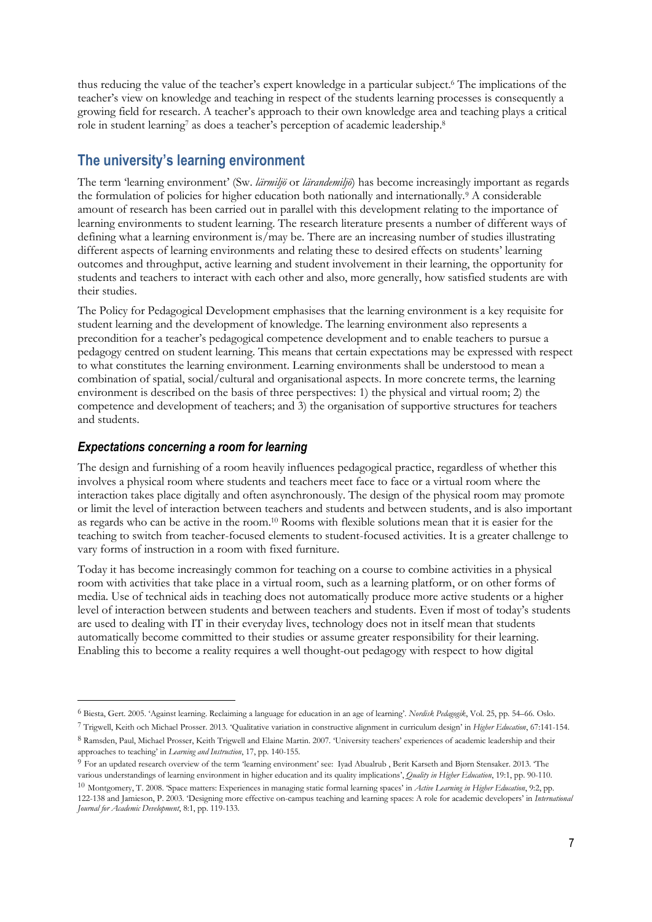thus reducing the value of the teacher's expert knowledge in a particular subject.[6] The implications of the teacher's view on knowledge and teaching in respect of the students learning processes is consequently a growing field for research. A teacher's approach to their own knowledge area and teaching plays a critical role in student learning[7] as does a teacher's perception of academic leadership.[8]

## The university's learning environment

The term 'learning environment' (Sw. *lärmiljö* or *lärandemiljö*) has become increasingly important as regards the formulation of policies for higher education both nationally and internationally.[9] A considerable amount of research has been carried out in parallel with this development relating to the importance of learning environments to student learning. The research literature presents a number of different ways of defining what a learning environment is/may be. There are an increasing number of studies illustrating different aspects of learning environments and relating these to desired effects on students' learning outcomes and throughput, active learning and student involvement in their learning, the opportunity for students and teachers to interact with each other and also, more generally, how satisfied students are with their studies.

The Policy for Pedagogical Development emphasises that the learning environment is a key requisite for student learning and the development of knowledge. The learning environment also represents a precondition for a teacher's pedagogical competence development and to enable teachers to pursue a pedagogy centred on student learning. This means that certain expectations may be expressed with respect to what constitutes the learning environment. Learning environments shall be understood to mean a combination of spatial, social/cultural and organisational aspects. In more concrete terms, the learning environment is described on the basis of three perspectives: 1) the physical and virtual room; 2) the competence and development of teachers; and 3) the organisation of supportive structures for teachers and students.

### *Expectations concerning a room for learning*

The design and furnishing of a room heavily influences pedagogical practice, regardless of whether this involves a physical room where students and teachers meet face to face or a virtual room where the interaction takes place digitally and often asynchronously. The design of the physical room may promote or limit the level of interaction between teachers and students and between students, and is also important as regards who can be active in the room.[10] Rooms with flexible solutions mean that it is easier for the teaching to switch from teacher-focused elements to student-focused activities. It is a greater challenge to vary forms of instruction in a room with fixed furniture.

Today it has become increasingly common for teaching on a course to combine activities in a physical room with activities that take place in a virtual room, such as a learning platform, or on other forms of media. Use of technical aids in teaching does not automatically produce more active students or a higher level of interaction between students and between teachers and students. Even if most of today's students are used to dealing with IT in their everyday lives, technology does not in itself mean that students automatically become committed to their studies or assume greater responsibility for their learning. Enabling this to become a reality requires a well thought-out pedagogy with respect to how digital

---

[6] Biesta, Gert. 2005. 'Against learning. Reclaiming a language for education in an age of learning'. *Nordisk Pedagogik*, Vol. 25, pp. 54–66. Oslo.

[7] Trigwell, Keith och Michael Prosser. 2013. 'Qualitative variation in constructive alignment in curriculum design' in *Higher Education*, 67:141-154.

[8] Ramsden, Paul, Michael Prosser, Keith Trigwell and Elaine Martin. 2007. 'University teachers' experiences of academic leadership and their approaches to teaching' in *Learning and Instruction*, 17, pp. 140-155.

[9] For an updated research overview of the term 'learning environment' see: Iyad Abualrub , Berit Karseth and Bjørn Stensaker. 2013. 'The various understandings of learning environment in higher education and its quality implications', *Quality in Higher Education*, 19:1, pp. 90-110.

[10] Montgomery, T. 2008. 'Space matters: Experiences in managing static formal learning spaces' in *Active Learning in Higher Education*, 9:2, pp. 122-138 and Jamieson, P. 2003. 'Designing more effective on-campus teaching and learning spaces: A role for academic developers' in *International Journal for Academic Development*, 8:1, pp. 119-133.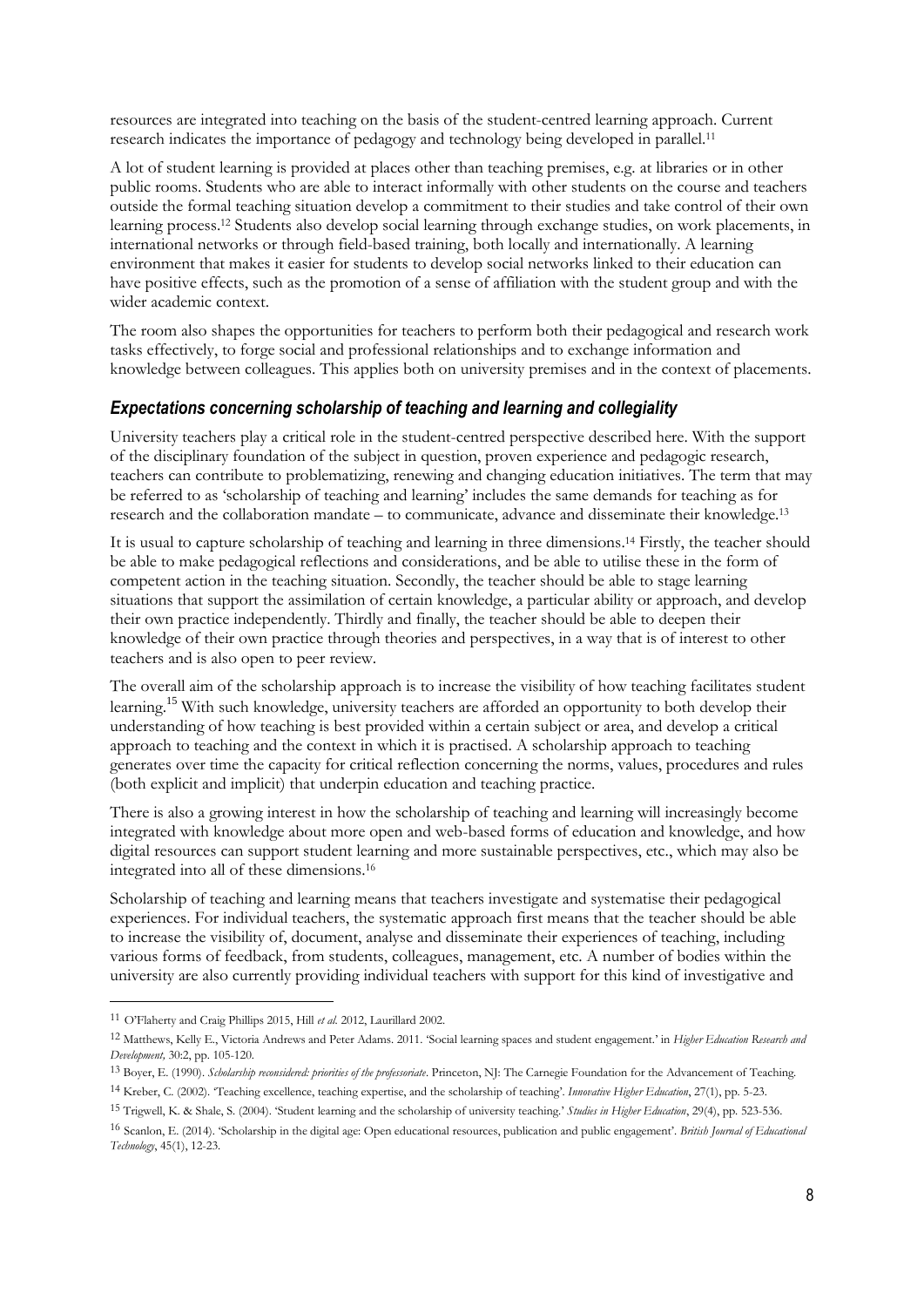resources are integrated into teaching on the basis of the student-centred learning approach. Current research indicates the importance of pedagogy and technology being developed in parallel.[11]

A lot of student learning is provided at places other than teaching premises, e.g. at libraries or in other public rooms. Students who are able to interact informally with other students on the course and teachers outside the formal teaching situation develop a commitment to their studies and take control of their own learning process.[12] Students also develop social learning through exchange studies, on work placements, in international networks or through field-based training, both locally and internationally. A learning environment that makes it easier for students to develop social networks linked to their education can have positive effects, such as the promotion of a sense of affiliation with the student group and with the wider academic context.

The room also shapes the opportunities for teachers to perform both their pedagogical and research work tasks effectively, to forge social and professional relationships and to exchange information and knowledge between colleagues. This applies both on university premises and in the context of placements.

### *Expectations concerning scholarship of teaching and learning and collegiality*

University teachers play a critical role in the student-centred perspective described here. With the support of the disciplinary foundation of the subject in question, proven experience and pedagogic research, teachers can contribute to problematizing, renewing and changing education initiatives. The term that may be referred to as 'scholarship of teaching and learning' includes the same demands for teaching as for research and the collaboration mandate – to communicate, advance and disseminate their knowledge.[13]

It is usual to capture scholarship of teaching and learning in three dimensions.[14] Firstly, the teacher should be able to make pedagogical reflections and considerations, and be able to utilise these in the form of competent action in the teaching situation. Secondly, the teacher should be able to stage learning situations that support the assimilation of certain knowledge, a particular ability or approach, and develop their own practice independently. Thirdly and finally, the teacher should be able to deepen their knowledge of their own practice through theories and perspectives, in a way that is of interest to other teachers and is also open to peer review.

The overall aim of the scholarship approach is to increase the visibility of how teaching facilitates student learning.[15] With such knowledge, university teachers are afforded an opportunity to both develop their understanding of how teaching is best provided within a certain subject or area, and develop a critical approach to teaching and the context in which it is practised. A scholarship approach to teaching generates over time the capacity for critical reflection concerning the norms, values, procedures and rules (both explicit and implicit) that underpin education and teaching practice.

There is also a growing interest in how the scholarship of teaching and learning will increasingly become integrated with knowledge about more open and web-based forms of education and knowledge, and how digital resources can support student learning and more sustainable perspectives, etc., which may also be integrated into all of these dimensions.[16]

Scholarship of teaching and learning means that teachers investigate and systematise their pedagogical experiences. For individual teachers, the systematic approach first means that the teacher should be able to increase the visibility of, document, analyse and disseminate their experiences of teaching, including various forms of feedback, from students, colleagues, management, etc. A number of bodies within the university are also currently providing individual teachers with support for this kind of investigative and

---

[11] O'Flaherty and Craig Phillips 2015, Hill *et al.* 2012, Laurillard 2002.

[12] Matthews, Kelly E., Victoria Andrews and Peter Adams. 2011. 'Social learning spaces and student engagement.' in *Higher Education Research and Development,* 30:2, pp. 105-120.

[13] Boyer, E. (1990). *Scholarship reconsidered: priorities of the professoriate*. Princeton, NJ: The Carnegie Foundation for the Advancement of Teaching.

[14] Kreber, C. (2002). 'Teaching excellence, teaching expertise, and the scholarship of teaching'. *Innovative Higher Education*, 27(1), pp. 5-23.

[15] Trigwell, K. & Shale, S. (2004). 'Student learning and the scholarship of university teaching.' *Studies in Higher Education*, 29(4), pp. 523-536.

[16] Scanlon, E. (2014). 'Scholarship in the digital age: Open educational resources, publication and public engagement'. *British Journal of Educational Technology*, 45(1), 12-23.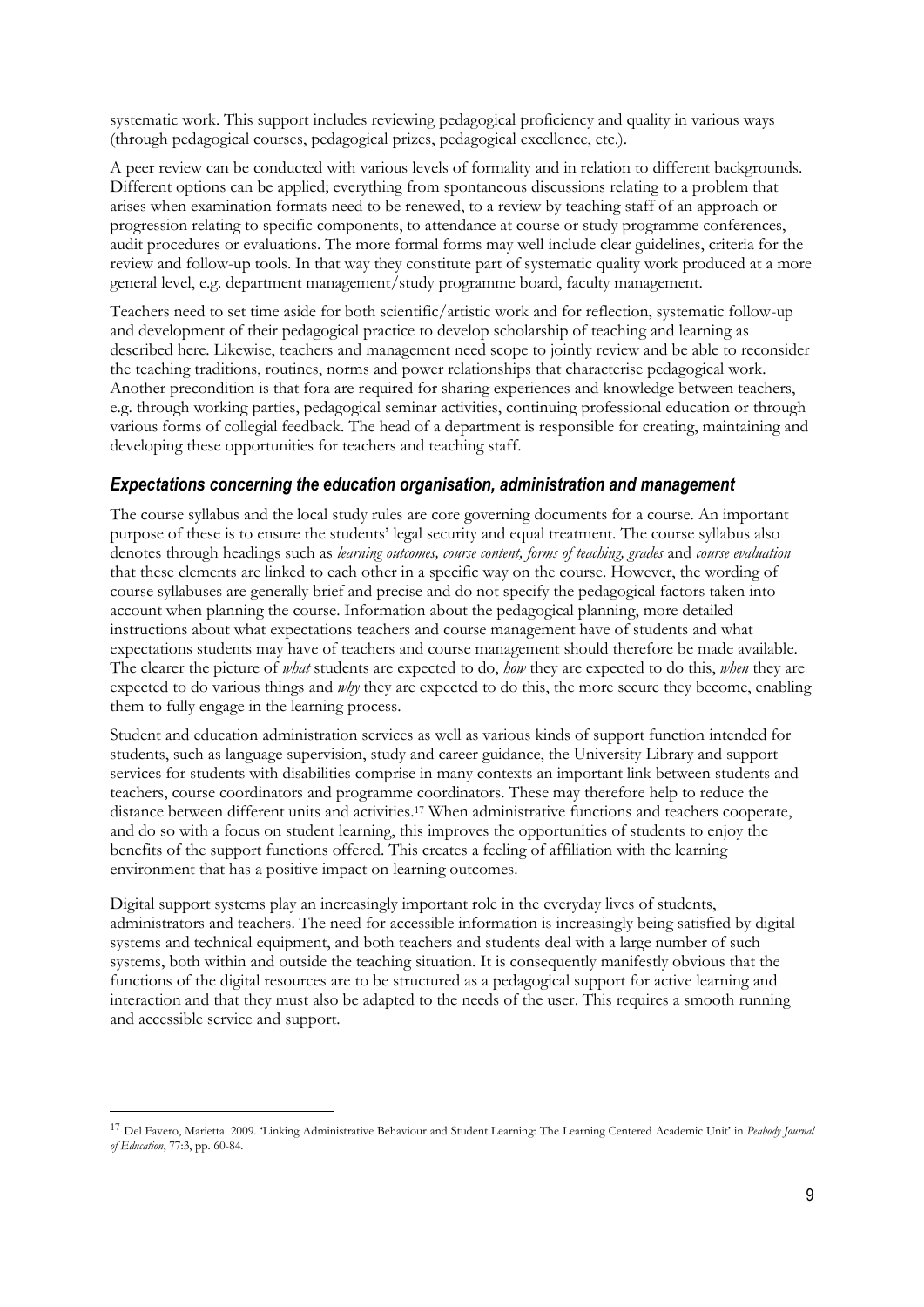systematic work. This support includes reviewing pedagogical proficiency and quality in various ways (through pedagogical courses, pedagogical prizes, pedagogical excellence, etc.).

A peer review can be conducted with various levels of formality and in relation to different backgrounds. Different options can be applied; everything from spontaneous discussions relating to a problem that arises when examination formats need to be renewed, to a review by teaching staff of an approach or progression relating to specific components, to attendance at course or study programme conferences, audit procedures or evaluations. The more formal forms may well include clear guidelines, criteria for the review and follow-up tools. In that way they constitute part of systematic quality work produced at a more general level, e.g. department management/study programme board, faculty management.

Teachers need to set time aside for both scientific/artistic work and for reflection, systematic follow-up and development of their pedagogical practice to develop scholarship of teaching and learning as described here. Likewise, teachers and management need scope to jointly review and be able to reconsider the teaching traditions, routines, norms and power relationships that characterise pedagogical work. Another precondition is that fora are required for sharing experiences and knowledge between teachers, e.g. through working parties, pedagogical seminar activities, continuing professional education or through various forms of collegial feedback. The head of a department is responsible for creating, maintaining and developing these opportunities for teachers and teaching staff.

### *Expectations concerning the education organisation, administration and management*

The course syllabus and the local study rules are core governing documents for a course. An important purpose of these is to ensure the students' legal security and equal treatment. The course syllabus also denotes through headings such as *learning outcomes, course content, forms of teaching, grades* and *course evaluation* that these elements are linked to each other in a specific way on the course. However, the wording of course syllabuses are generally brief and precise and do not specify the pedagogical factors taken into account when planning the course. Information about the pedagogical planning, more detailed instructions about what expectations teachers and course management have of students and what expectations students may have of teachers and course management should therefore be made available. The clearer the picture of *what* students are expected to do, *how* they are expected to do this, *when* they are expected to do various things and *why* they are expected to do this, the more secure they become, enabling them to fully engage in the learning process.

Student and education administration services as well as various kinds of support function intended for students, such as language supervision, study and career guidance, the University Library and support services for students with disabilities comprise in many contexts an important link between students and teachers, course coordinators and programme coordinators. These may therefore help to reduce the distance between different units and activities.[17] When administrative functions and teachers cooperate, and do so with a focus on student learning, this improves the opportunities of students to enjoy the benefits of the support functions offered. This creates a feeling of affiliation with the learning environment that has a positive impact on learning outcomes.

Digital support systems play an increasingly important role in the everyday lives of students, administrators and teachers. The need for accessible information is increasingly being satisfied by digital systems and technical equipment, and both teachers and students deal with a large number of such systems, both within and outside the teaching situation. It is consequently manifestly obvious that the functions of the digital resources are to be structured as a pedagogical support for active learning and interaction and that they must also be adapted to the needs of the user. This requires a smooth running and accessible service and support.

---

[17] Del Favero, Marietta. 2009. 'Linking Administrative Behaviour and Student Learning: The Learning Centered Academic Unit' in *Peabody Journal of Education*, 77:3, pp. 60-84.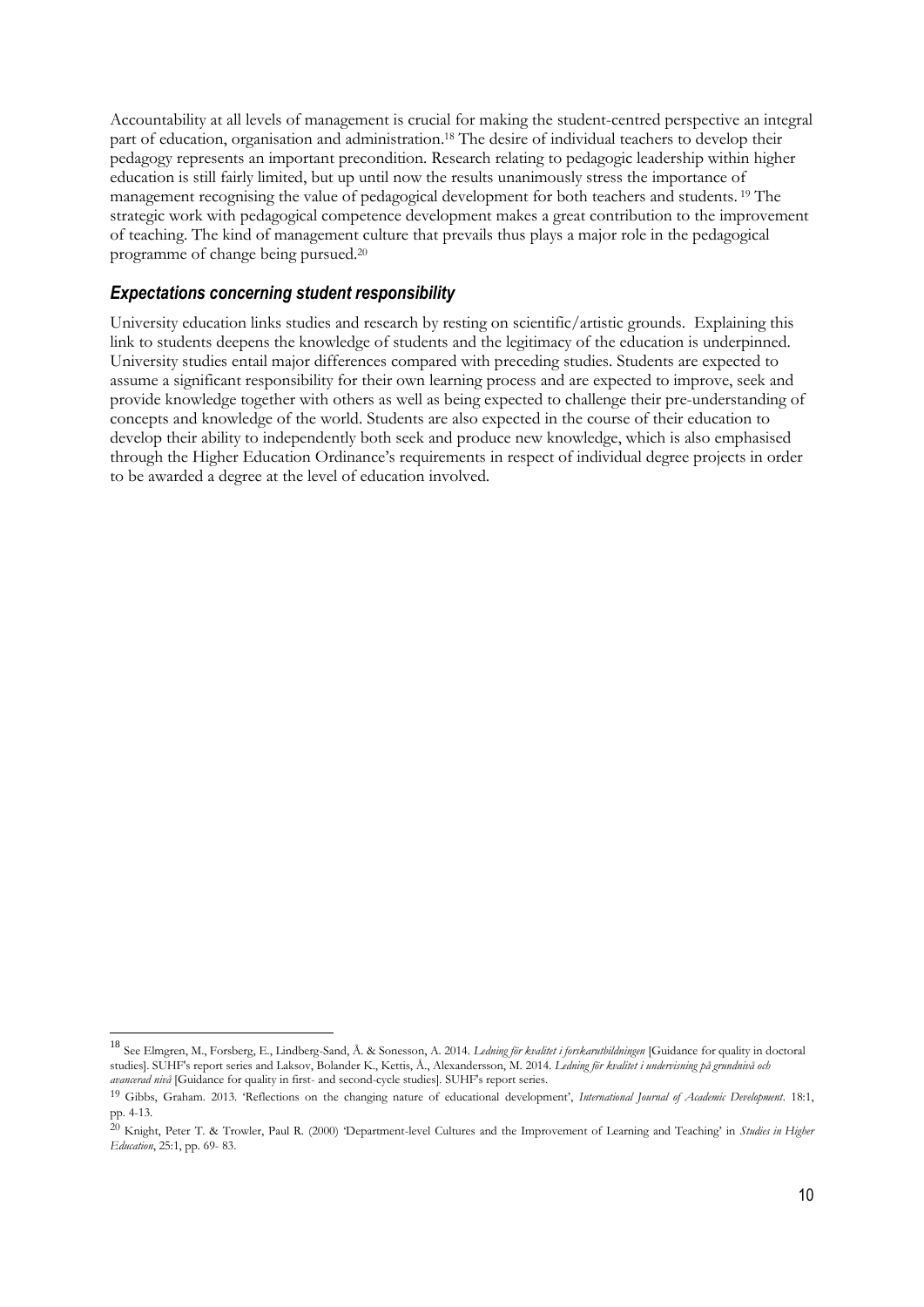Accountability at all levels of management is crucial for making the student-centred perspective an integral part of education, organisation and administration.[18] The desire of individual teachers to develop their pedagogy represents an important precondition. Research relating to pedagogic leadership within higher education is still fairly limited, but up until now the results unanimously stress the importance of management recognising the value of pedagogical development for both teachers and students.[19] The strategic work with pedagogical competence development makes a great contribution to the improvement of teaching. The kind of management culture that prevails thus plays a major role in the pedagogical programme of change being pursued.[20]

### *Expectations concerning student responsibility*

University education links studies and research by resting on scientific/artistic grounds. Explaining this link to students deepens the knowledge of students and the legitimacy of the education is underpinned. University studies entail major differences compared with preceding studies. Students are expected to assume a significant responsibility for their own learning process and are expected to improve, seek and provide knowledge together with others as well as being expected to challenge their pre-understanding of concepts and knowledge of the world. Students are also expected in the course of their education to develop their ability to independently both seek and produce new knowledge, which is also emphasised through the Higher Education Ordinance's requirements in respect of individual degree projects in order to be awarded a degree at the level of education involved.

---

[18] See Elmgren, M., Forsberg, E., Lindberg-Sand, Å. & Sonesson, A. 2014. *Ledning för kvalitet i forskarutbildningen* [Guidance for quality in doctoral studies]. SUHF's report series and Laksov, Bolander K., Kettis, Å., Alexandersson, M. 2014. *Ledning för kvalitet i undervisning på grundnivå och avancerad nivå* [Guidance for quality in first- and second-cycle studies]. SUHF's report series.

[19] Gibbs, Graham. 2013. 'Reflections on the changing nature of educational development', *International Journal of Academic Development*. 18:1, pp. 4-13.

[20] Knight, Peter T. & Trowler, Paul R. (2000) 'Department-level Cultures and the Improvement of Learning and Teaching' in *Studies in Higher Education*, 25:1, pp. 69- 83.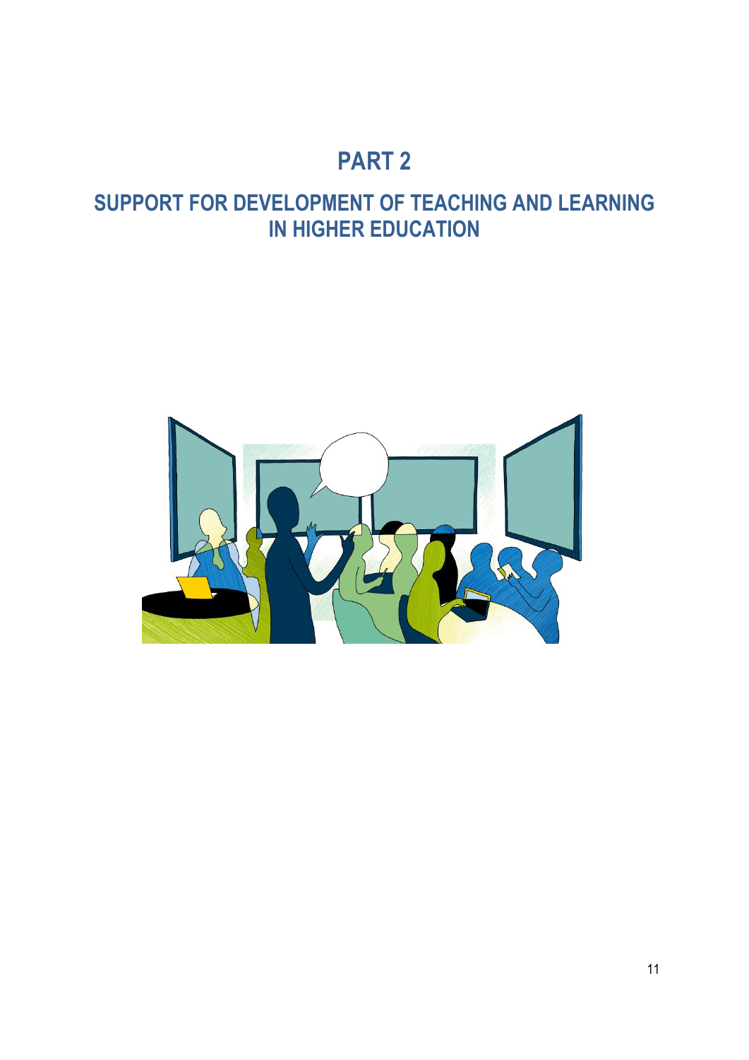# PART 2

## SUPPORT FOR DEVELOPMENT OF TEACHING AND LEARNING IN HIGHER EDUCATION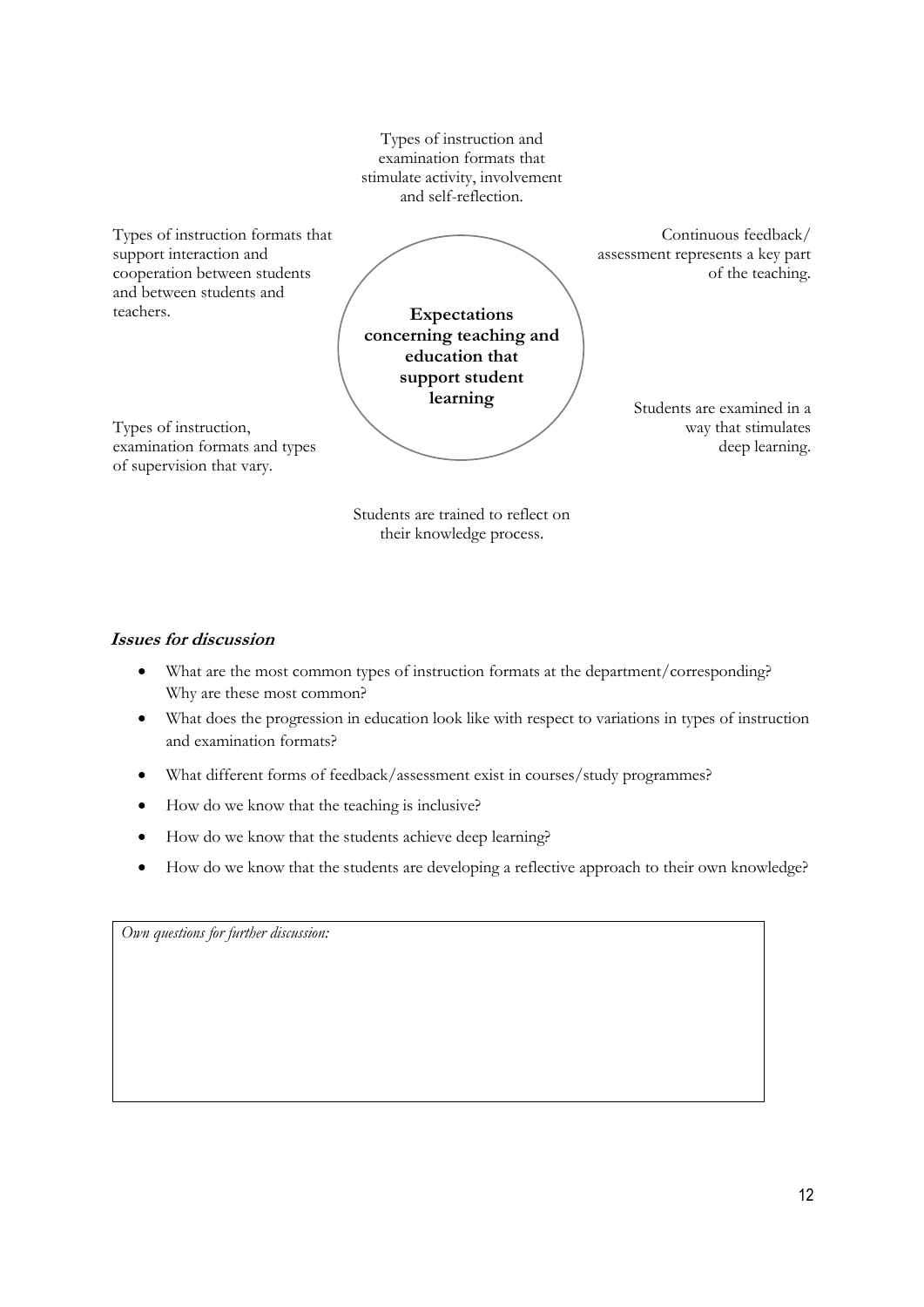**Expectations concerning teaching and education that support student learning**

Types of instruction and examination formats that stimulate activity, involvement and self-reflection.

Continuous feedback/ assessment represents a key part of the teaching.

Students are examined in a way that stimulates deep learning.

Students are trained to reflect on their knowledge process.

Types of instruction, examination formats and types of supervision that vary.

Types of instruction formats that support interaction and cooperation between students and between students and teachers.

### Issues for discussion

- What are the most common types of instruction formats at the department/corresponding? Why are these most common?
- What does the progression in education look like with respect to variations in types of instruction and examination formats?
- What different forms of feedback/assessment exist in courses/study programmes?
- How do we know that the teaching is inclusive?
- How do we know that the students achieve deep learning?
- How do we know that the students are developing a reflective approach to their own knowledge?

*Own questions for further discussion:*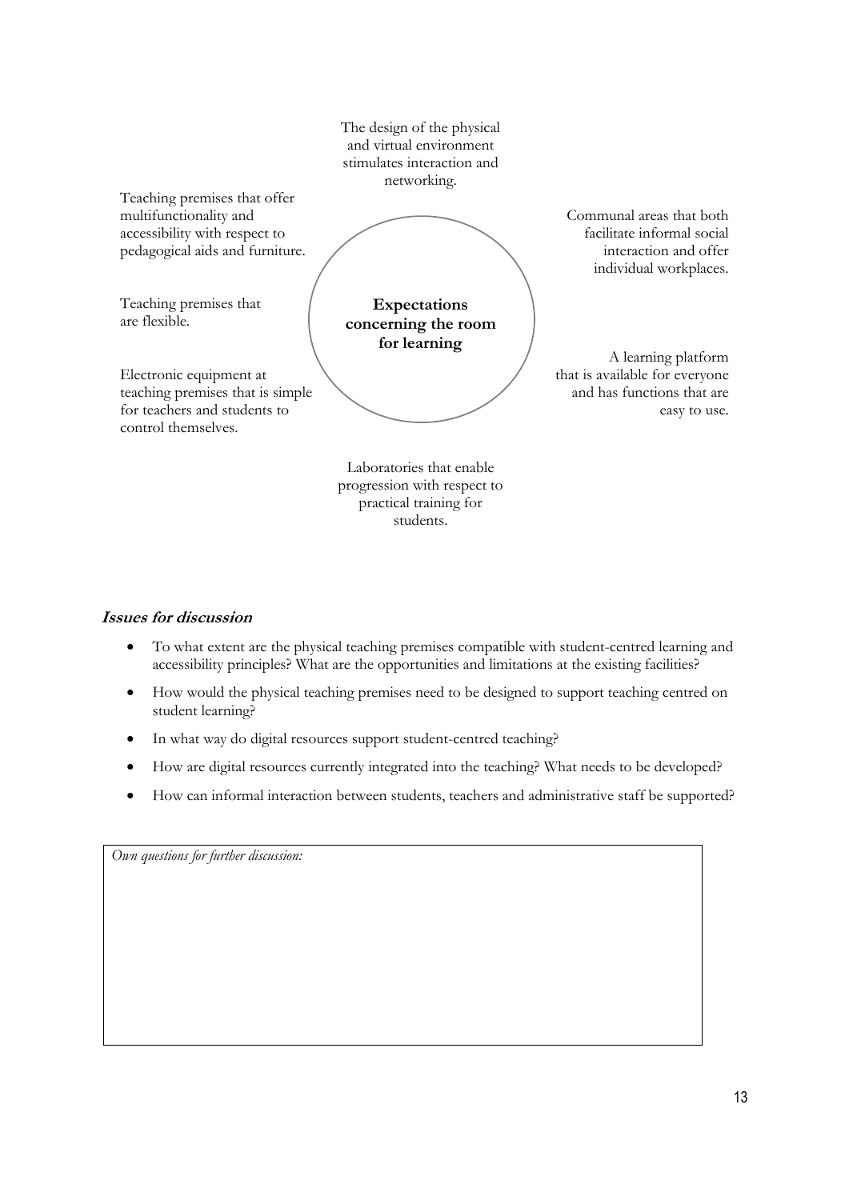**Expectations concerning the room for learning**

- The design of the physical and virtual environment stimulates interaction and networking.
- Communal areas that both facilitate informal social interaction and offer individual workplaces.
- A learning platform that is available for everyone and has functions that are easy to use.
- Laboratories that enable progression with respect to practical training for students.
- Electronic equipment at teaching premises that is simple for teachers and students to control themselves.
- Teaching premises that are flexible.
- Teaching premises that offer multifunctionality and accessibility with respect to pedagogical aids and furniture.

### *Issues for discussion*

- To what extent are the physical teaching premises compatible with student-centred learning and accessibility principles? What are the opportunities and limitations at the existing facilities?
- How would the physical teaching premises need to be designed to support teaching centred on student learning?
- In what way do digital resources support student-centred teaching?
- How are digital resources currently integrated into the teaching? What needs to be developed?
- How can informal interaction between students, teachers and administrative staff be supported?

*Own questions for further discussion:*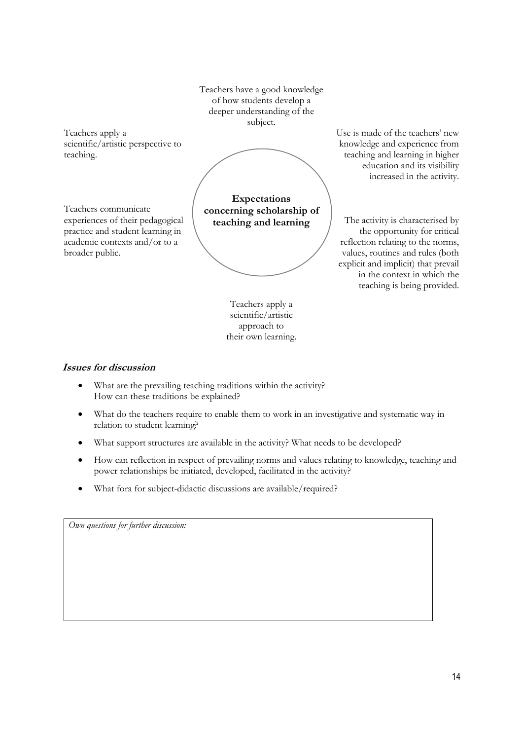**Expectations concerning scholarship of teaching and learning**

Teachers have a good knowledge of how students develop a deeper understanding of the subject.

Use is made of the teachers' new knowledge and experience from teaching and learning in higher education and its visibility increased in the activity.

The activity is characterised by the opportunity for critical reflection relating to the norms, values, routines and rules (both explicit and implicit) that prevail in the context in which the teaching is being provided.

Teachers apply a scientific/artistic approach to their own learning.

Teachers communicate experiences of their pedagogical practice and student learning in academic contexts and/or to a broader public.

Teachers apply a scientific/artistic perspective to teaching.

### *Issues for discussion*

- What are the prevailing teaching traditions within the activity?
  How can these traditions be explained?
- What do the teachers require to enable them to work in an investigative and systematic way in relation to student learning?
- What support structures are available in the activity? What needs to be developed?
- How can reflection in respect of prevailing norms and values relating to knowledge, teaching and power relationships be initiated, developed, facilitated in the activity?
- What fora for subject-didactic discussions are available/required?

*Own questions for further discussion:*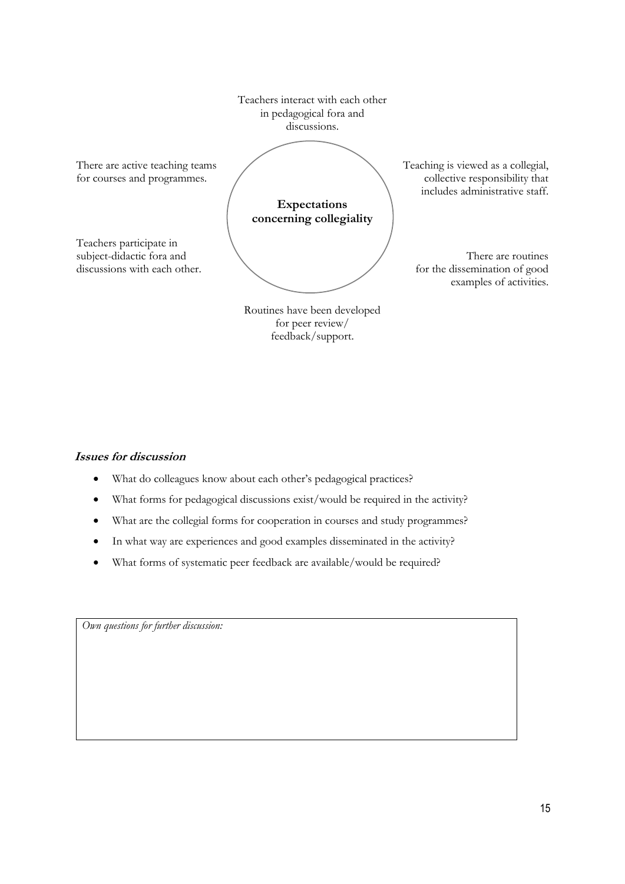**Expectations concerning collegiality**

- Teachers interact with each other in pedagogical fora and discussions.
- Teaching is viewed as a collegial, collective responsibility that includes administrative staff.
- There are routines for the dissemination of good examples of activities.
- Routines have been developed for peer review/ feedback/support.
- Teachers participate in subject-didactic fora and discussions with each other.
- There are active teaching teams for courses and programmes.

***Issues for discussion***

- What do colleagues know about each other's pedagogical practices?
- What forms for pedagogical discussions exist/would be required in the activity?
- What are the collegial forms for cooperation in courses and study programmes?
- In what way are experiences and good examples disseminated in the activity?
- What forms of systematic peer feedback are available/would be required?

*Own questions for further discussion:*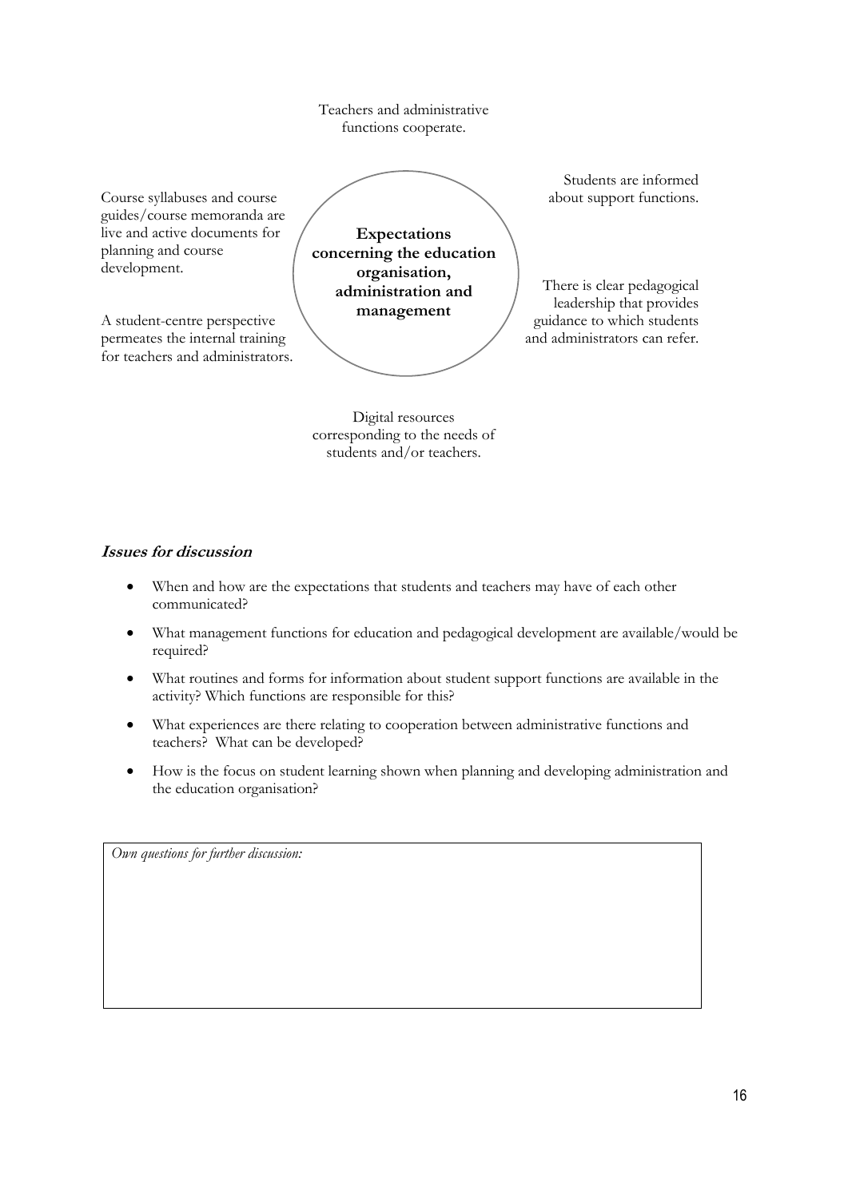Teachers and administrative functions cooperate.

Course syllabuses and course guides/course memoranda are live and active documents for planning and course development.

A student-centre perspective permeates the internal training for teachers and administrators.

**Expectations concerning the education organisation, administration and management**

Students are informed about support functions.

There is clear pedagogical leadership that provides guidance to which students and administrators can refer.

Digital resources corresponding to the needs of students and/or teachers.

### *Issues for discussion*

- When and how are the expectations that students and teachers may have of each other communicated?
- What management functions for education and pedagogical development are available/would be required?
- What routines and forms for information about student support functions are available in the activity? Which functions are responsible for this?
- What experiences are there relating to cooperation between administrative functions and teachers? What can be developed?
- How is the focus on student learning shown when planning and developing administration and the education organisation?

*Own questions for further discussion:*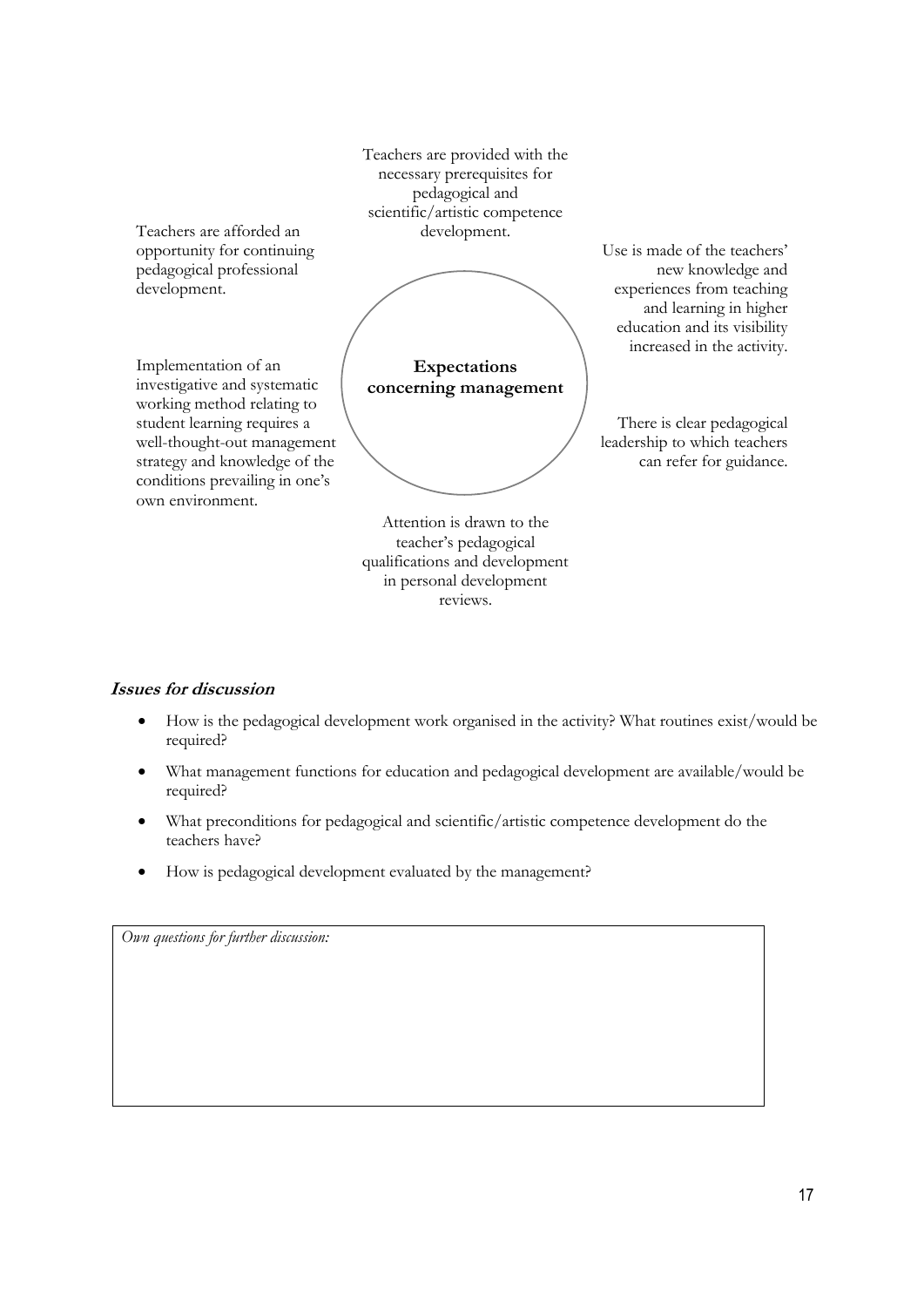Teachers are provided with the necessary prerequisites for pedagogical and scientific/artistic competence development.

Teachers are afforded an opportunity for continuing pedagogical professional development.

Use is made of the teachers' new knowledge and experiences from teaching and learning in higher education and its visibility increased in the activity.

**Expectations concerning management**

Implementation of an investigative and systematic working method relating to student learning requires a well-thought-out management strategy and knowledge of the conditions prevailing in one's own environment.

There is clear pedagogical leadership to which teachers can refer for guidance.

Attention is drawn to the teacher's pedagogical qualifications and development in personal development reviews.

### ***Issues for discussion***

- How is the pedagogical development work organised in the activity? What routines exist/would be required?
- What management functions for education and pedagogical development are available/would be required?
- What preconditions for pedagogical and scientific/artistic competence development do the teachers have?
- How is pedagogical development evaluated by the management?

*Own questions for further discussion:*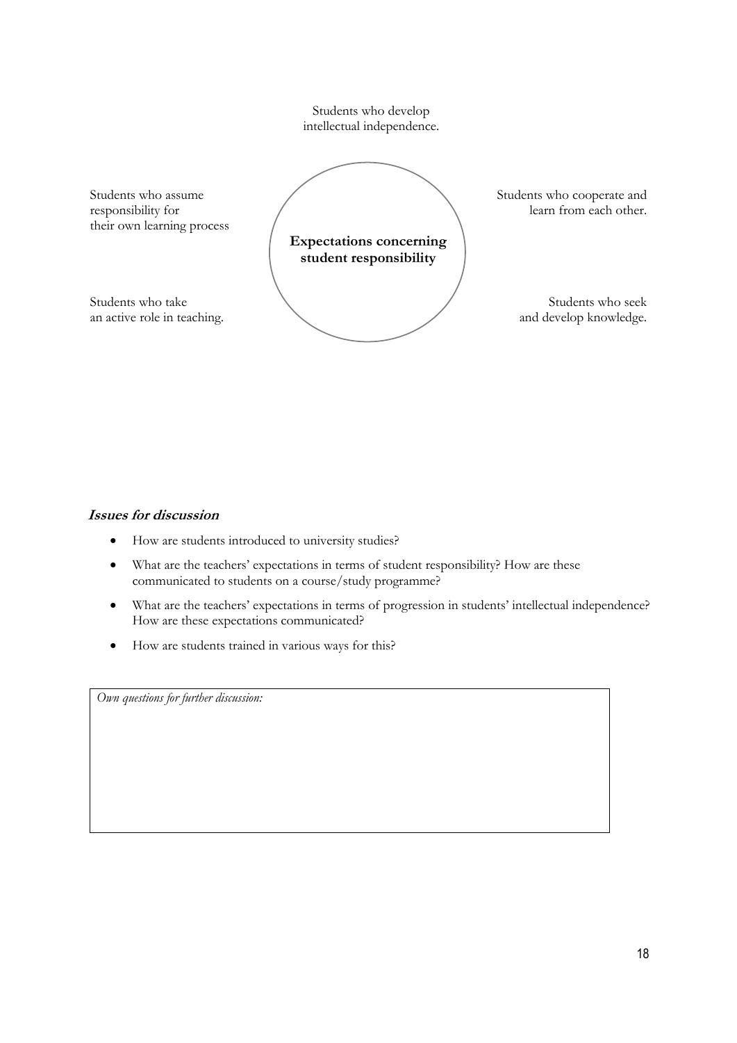Students who develop intellectual independence.

Students who assume responsibility for their own learning process

Students who cooperate and learn from each other.

**Expectations concerning student responsibility**

Students who take an active role in teaching.

Students who seek and develop knowledge.

***Issues for discussion***

- How are students introduced to university studies?
- What are the teachers' expectations in terms of student responsibility? How are these communicated to students on a course/study programme?
- What are the teachers' expectations in terms of progression in students' intellectual independence? How are these expectations communicated?
- How are students trained in various ways for this?

| |
|---|
| *Own questions for further discussion:* |